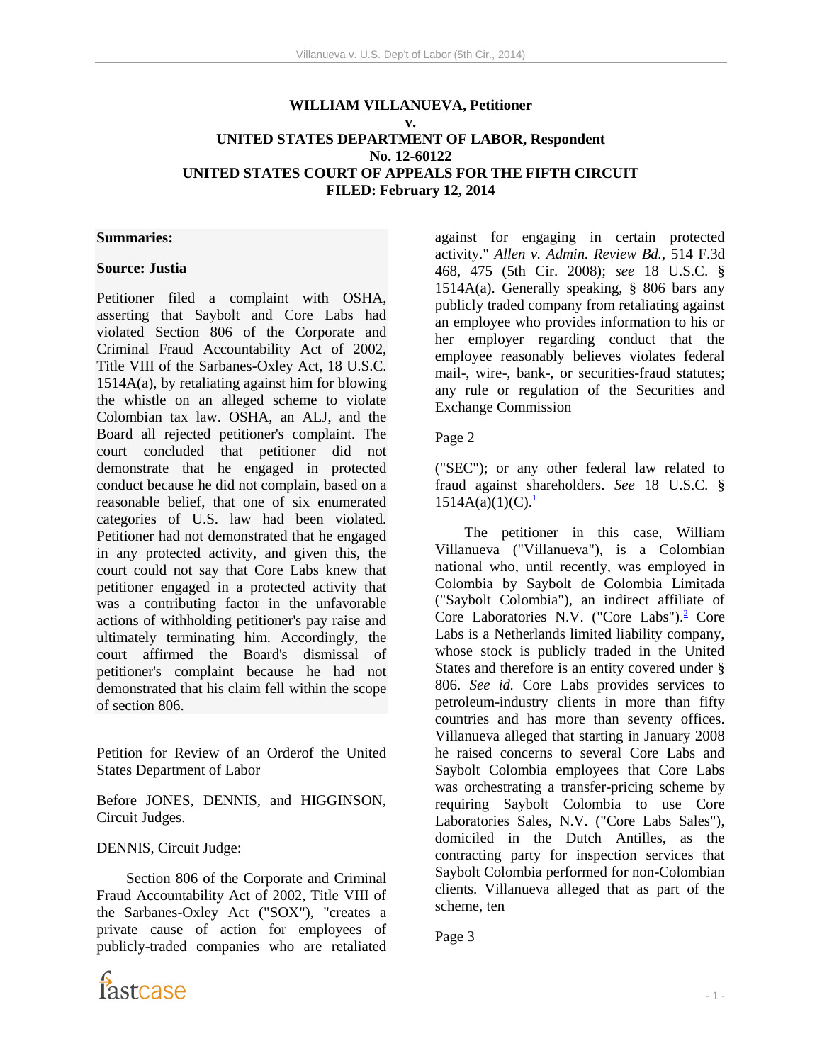**WILLIAM VILLANUEVA, Petitioner**
**v.**
**UNITED STATES DEPARTMENT OF LABOR, Respondent**
**No. 12-60122**
**UNITED STATES COURT OF APPEALS FOR THE FIFTH CIRCUIT**
**FILED: February 12, 2014**

**Summaries:**

**Source: Justia**

Petitioner filed a complaint with OSHA, asserting that Saybolt and Core Labs had violated Section 806 of the Corporate and Criminal Fraud Accountability Act of 2002, Title VIII of the Sarbanes-Oxley Act, 18 U.S.C. 1514A(a), by retaliating against him for blowing the whistle on an alleged scheme to violate Colombian tax law. OSHA, an ALJ, and the Board all rejected petitioner's complaint. The court concluded that petitioner did not demonstrate that he engaged in protected conduct because he did not complain, based on a reasonable belief, that one of six enumerated categories of U.S. law had been violated. Petitioner had not demonstrated that he engaged in any protected activity, and given this, the court could not say that Core Labs knew that petitioner engaged in a protected activity that was a contributing factor in the unfavorable actions of withholding petitioner's pay raise and ultimately terminating him. Accordingly, the court affirmed the Board's dismissal of petitioner's complaint because he had not demonstrated that his claim fell within the scope of section 806.

Petition for Review of an Orderof the United States Department of Labor

Before JONES, DENNIS, and HIGGINSON, Circuit Judges.

DENNIS, Circuit Judge:

Section 806 of the Corporate and Criminal Fraud Accountability Act of 2002, Title VIII of the Sarbanes-Oxley Act ("SOX"), "creates a private cause of action for employees of publicly-traded companies who are retaliated against for engaging in certain protected activity." *Allen v. Admin. Review Bd.*, 514 F.3d 468, 475 (5th Cir. 2008); *see* 18 U.S.C. § 1514A(a). Generally speaking, § 806 bars any publicly traded company from retaliating against an employee who provides information to his or her employer regarding conduct that the employee reasonably believes violates federal mail-, wire-, bank-, or securities-fraud statutes; any rule or regulation of the Securities and Exchange Commission

Page 2

("SEC"); or any other federal law related to fraud against shareholders. *See* 18 U.S.C. § 1514A(a)(1)(C).[1]

The petitioner in this case, William Villanueva ("Villanueva"), is a Colombian national who, until recently, was employed in Colombia by Saybolt de Colombia Limitada ("Saybolt Colombia"), an indirect affiliate of Core Laboratories N.V. ("Core Labs").[2] Core Labs is a Netherlands limited liability company, whose stock is publicly traded in the United States and therefore is an entity covered under § 806. *See id.* Core Labs provides services to petroleum-industry clients in more than fifty countries and has more than seventy offices. Villanueva alleged that starting in January 2008 he raised concerns to several Core Labs and Saybolt Colombia employees that Core Labs was orchestrating a transfer-pricing scheme by requiring Saybolt Colombia to use Core Laboratories Sales, N.V. ("Core Labs Sales"), domiciled in the Dutch Antilles, as the contracting party for inspection services that Saybolt Colombia performed for non-Colombian clients. Villanueva alleged that as part of the scheme, ten

Page 3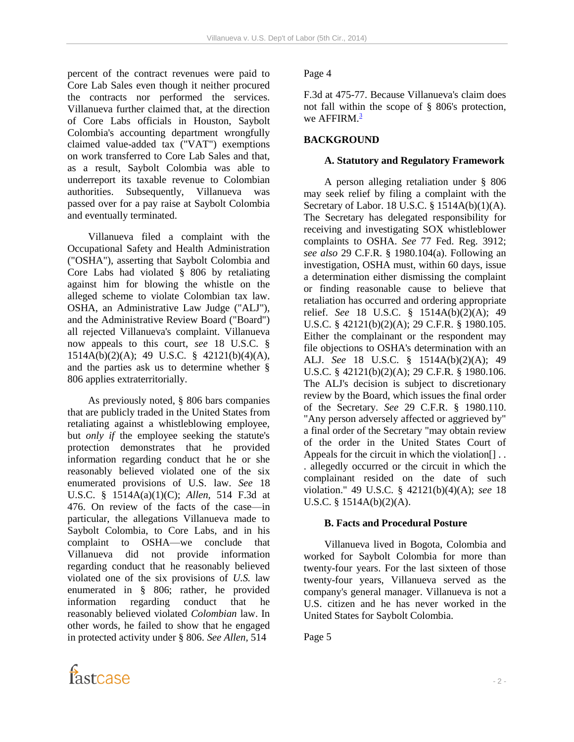percent of the contract revenues were paid to Core Lab Sales even though it neither procured the contracts nor performed the services. Villanueva further claimed that, at the direction of Core Labs officials in Houston, Saybolt Colombia's accounting department wrongfully claimed value-added tax ("VAT") exemptions on work transferred to Core Lab Sales and that, as a result, Saybolt Colombia was able to underreport its taxable revenue to Colombian authorities. Subsequently, Villanueva was passed over for a pay raise at Saybolt Colombia and eventually terminated.

Villanueva filed a complaint with the Occupational Safety and Health Administration ("OSHA"), asserting that Saybolt Colombia and Core Labs had violated § 806 by retaliating against him for blowing the whistle on the alleged scheme to violate Colombian tax law. OSHA, an Administrative Law Judge ("ALJ"), and the Administrative Review Board ("Board") all rejected Villanueva's complaint. Villanueva now appeals to this court, *see* 18 U.S.C. § 1514A(b)(2)(A); 49 U.S.C. § 42121(b)(4)(A), and the parties ask us to determine whether § 806 applies extraterritorially.

As previously noted, § 806 bars companies that are publicly traded in the United States from retaliating against a whistleblowing employee, but *only if* the employee seeking the statute's protection demonstrates that he provided information regarding conduct that he or she reasonably believed violated one of the six enumerated provisions of U.S. law. *See* 18 U.S.C. § 1514A(a)(1)(C); *Allen*, 514 F.3d at 476. On review of the facts of the case—in particular, the allegations Villanueva made to Saybolt Colombia, to Core Labs, and in his complaint to OSHA—we conclude that Villanueva did not provide information regarding conduct that he reasonably believed violated one of the six provisions of *U.S.* law enumerated in § 806; rather, he provided information regarding conduct that he reasonably believed violated *Colombian* law. In other words, he failed to show that he engaged in protected activity under § 806. *See Allen*, 514

Page 4

F.3d at 475-77. Because Villanueva's claim does not fall within the scope of § 806's protection, we AFFIRM.[3]

## BACKGROUND

### A. Statutory and Regulatory Framework

A person alleging retaliation under § 806 may seek relief by filing a complaint with the Secretary of Labor. 18 U.S.C. § 1514A(b)(1)(A). The Secretary has delegated responsibility for receiving and investigating SOX whistleblower complaints to OSHA. *See* 77 Fed. Reg. 3912; *see also* 29 C.F.R. § 1980.104(a). Following an investigation, OSHA must, within 60 days, issue a determination either dismissing the complaint or finding reasonable cause to believe that retaliation has occurred and ordering appropriate relief. *See* 18 U.S.C. § 1514A(b)(2)(A); 49 U.S.C. § 42121(b)(2)(A); 29 C.F.R. § 1980.105. Either the complainant or the respondent may file objections to OSHA's determination with an ALJ. *See* 18 U.S.C. § 1514A(b)(2)(A); 49 U.S.C. § 42121(b)(2)(A); 29 C.F.R. § 1980.106. The ALJ's decision is subject to discretionary review by the Board, which issues the final order of the Secretary. *See* 29 C.F.R. § 1980.110. "Any person adversely affected or aggrieved by" a final order of the Secretary "may obtain review of the order in the United States Court of Appeals for the circuit in which the violation[] . . . allegedly occurred or the circuit in which the complainant resided on the date of such violation." 49 U.S.C. § 42121(b)(4)(A); *see* 18 U.S.C. § 1514A(b)(2)(A).

### B. Facts and Procedural Posture

Villanueva lived in Bogota, Colombia and worked for Saybolt Colombia for more than twenty-four years. For the last sixteen of those twenty-four years, Villanueva served as the company's general manager. Villanueva is not a U.S. citizen and he has never worked in the United States for Saybolt Colombia.

Page 5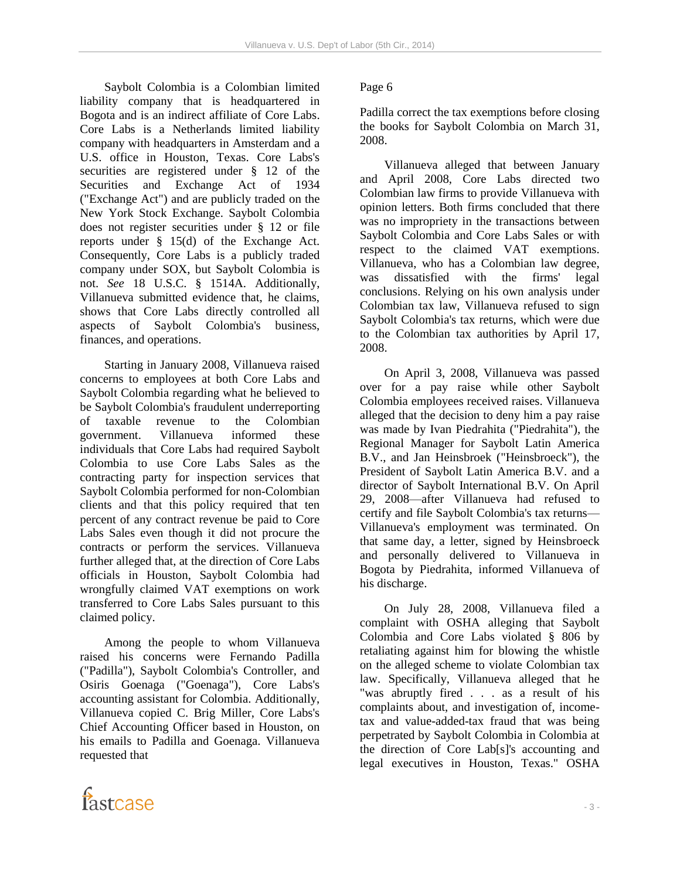Saybolt Colombia is a Colombian limited liability company that is headquartered in Bogota and is an indirect affiliate of Core Labs. Core Labs is a Netherlands limited liability company with headquarters in Amsterdam and a U.S. office in Houston, Texas. Core Labs's securities are registered under § 12 of the Securities and Exchange Act of 1934 ("Exchange Act") and are publicly traded on the New York Stock Exchange. Saybolt Colombia does not register securities under § 12 or file reports under § 15(d) of the Exchange Act. Consequently, Core Labs is a publicly traded company under SOX, but Saybolt Colombia is not. *See* 18 U.S.C. § 1514A. Additionally, Villanueva submitted evidence that, he claims, shows that Core Labs directly controlled all aspects of Saybolt Colombia's business, finances, and operations.

Starting in January 2008, Villanueva raised concerns to employees at both Core Labs and Saybolt Colombia regarding what he believed to be Saybolt Colombia's fraudulent underreporting of taxable revenue to the Colombian government. Villanueva informed these individuals that Core Labs had required Saybolt Colombia to use Core Labs Sales as the contracting party for inspection services that Saybolt Colombia performed for non-Colombian clients and that this policy required that ten percent of any contract revenue be paid to Core Labs Sales even though it did not procure the contracts or perform the services. Villanueva further alleged that, at the direction of Core Labs officials in Houston, Saybolt Colombia had wrongfully claimed VAT exemptions on work transferred to Core Labs Sales pursuant to this claimed policy.

Among the people to whom Villanueva raised his concerns were Fernando Padilla ("Padilla"), Saybolt Colombia's Controller, and Osiris Goenaga ("Goenaga"), Core Labs's accounting assistant for Colombia. Additionally, Villanueva copied C. Brig Miller, Core Labs's Chief Accounting Officer based in Houston, on his emails to Padilla and Goenaga. Villanueva requested that

Page 6

Padilla correct the tax exemptions before closing the books for Saybolt Colombia on March 31, 2008.

Villanueva alleged that between January and April 2008, Core Labs directed two Colombian law firms to provide Villanueva with opinion letters. Both firms concluded that there was no impropriety in the transactions between Saybolt Colombia and Core Labs Sales or with respect to the claimed VAT exemptions. Villanueva, who has a Colombian law degree, was dissatisfied with the firms' legal conclusions. Relying on his own analysis under Colombian tax law, Villanueva refused to sign Saybolt Colombia's tax returns, which were due to the Colombian tax authorities by April 17, 2008.

On April 3, 2008, Villanueva was passed over for a pay raise while other Saybolt Colombia employees received raises. Villanueva alleged that the decision to deny him a pay raise was made by Ivan Piedrahita ("Piedrahita"), the Regional Manager for Saybolt Latin America B.V., and Jan Heinsbroek ("Heinsbroeck"), the President of Saybolt Latin America B.V. and a director of Saybolt International B.V. On April 29, 2008—after Villanueva had refused to certify and file Saybolt Colombia's tax returns—Villanueva's employment was terminated. On that same day, a letter, signed by Heinsbroeck and personally delivered to Villanueva in Bogota by Piedrahita, informed Villanueva of his discharge.

On July 28, 2008, Villanueva filed a complaint with OSHA alleging that Saybolt Colombia and Core Labs violated § 806 by retaliating against him for blowing the whistle on the alleged scheme to violate Colombian tax law. Specifically, Villanueva alleged that he "was abruptly fired . . . as a result of his complaints about, and investigation of, income-tax and value-added-tax fraud that was being perpetrated by Saybolt Colombia in Colombia at the direction of Core Lab[s]'s accounting and legal executives in Houston, Texas." OSHA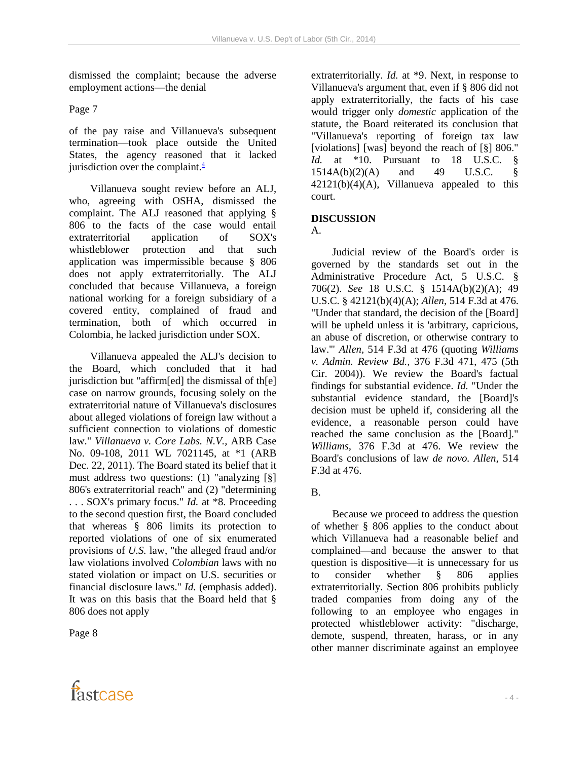dismissed the complaint; because the adverse employment actions—the denial

Page 7

of the pay raise and Villanueva's subsequent termination—took place outside the United States, the agency reasoned that it lacked jurisdiction over the complaint.[4]

Villanueva sought review before an ALJ, who, agreeing with OSHA, dismissed the complaint. The ALJ reasoned that applying § 806 to the facts of the case would entail extraterritorial application of SOX's whistleblower protection and that such application was impermissible because § 806 does not apply extraterritorially. The ALJ concluded that because Villanueva, a foreign national working for a foreign subsidiary of a covered entity, complained of fraud and termination, both of which occurred in Colombia, he lacked jurisdiction under SOX.

Villanueva appealed the ALJ's decision to the Board, which concluded that it had jurisdiction but "affirm[ed] the dismissal of th[e] case on narrow grounds, focusing solely on the extraterritorial nature of Villanueva's disclosures about alleged violations of foreign law without a sufficient connection to violations of domestic law." *Villanueva v. Core Labs. N.V.*, ARB Case No. 09-108, 2011 WL 7021145, at *1 (ARB Dec. 22, 2011). The Board stated its belief that it must address two questions: (1) "analyzing [§] 806's extraterritorial reach" and (2) "determining . . . SOX's primary focus." *Id.* at *8. Proceeding to the second question first, the Board concluded that whereas § 806 limits its protection to reported violations of one of six enumerated provisions of *U.S.* law, "the alleged fraud and/or law violations involved *Colombian* laws with no stated violation or impact on U.S. securities or financial disclosure laws." *Id.* (emphasis added). It was on this basis that the Board held that § 806 does not apply

Page 8

extraterritorially. *Id.* at *9. Next, in response to Villanueva's argument that, even if § 806 did not apply extraterritorially, the facts of his case would trigger only *domestic* application of the statute, the Board reiterated its conclusion that "Villanueva's reporting of foreign tax law [violations] [was] beyond the reach of [§] 806." *Id.* at *10. Pursuant to 18 U.S.C. § 1514A(b)(2)(A) and 49 U.S.C. § 42121(b)(4)(A), Villanueva appealed to this court.

**DISCUSSION**

A.

Judicial review of the Board's order is governed by the standards set out in the Administrative Procedure Act, 5 U.S.C. § 706(2). *See* 18 U.S.C. § 1514A(b)(2)(A); 49 U.S.C. § 42121(b)(4)(A); *Allen*, 514 F.3d at 476. "Under that standard, the decision of the [Board] will be upheld unless it is 'arbitrary, capricious, an abuse of discretion, or otherwise contrary to law.'" *Allen*, 514 F.3d at 476 (quoting *Williams v. Admin. Review Bd.*, 376 F.3d 471, 475 (5th Cir. 2004)). We review the Board's factual findings for substantial evidence. *Id.* "Under the substantial evidence standard, the [Board]'s decision must be upheld if, considering all the evidence, a reasonable person could have reached the same conclusion as the [Board]." *Williams*, 376 F.3d at 476. We review the Board's conclusions of law *de novo*. *Allen*, 514 F.3d at 476.

B.

Because we proceed to address the question of whether § 806 applies to the conduct about which Villanueva had a reasonable belief and complained—and because the answer to that question is dispositive—it is unnecessary for us to consider whether § 806 applies extraterritorially. Section 806 prohibits publicly traded companies from doing any of the following to an employee who engages in protected whistleblower activity: "discharge, demote, suspend, threaten, harass, or in any other manner discriminate against an employee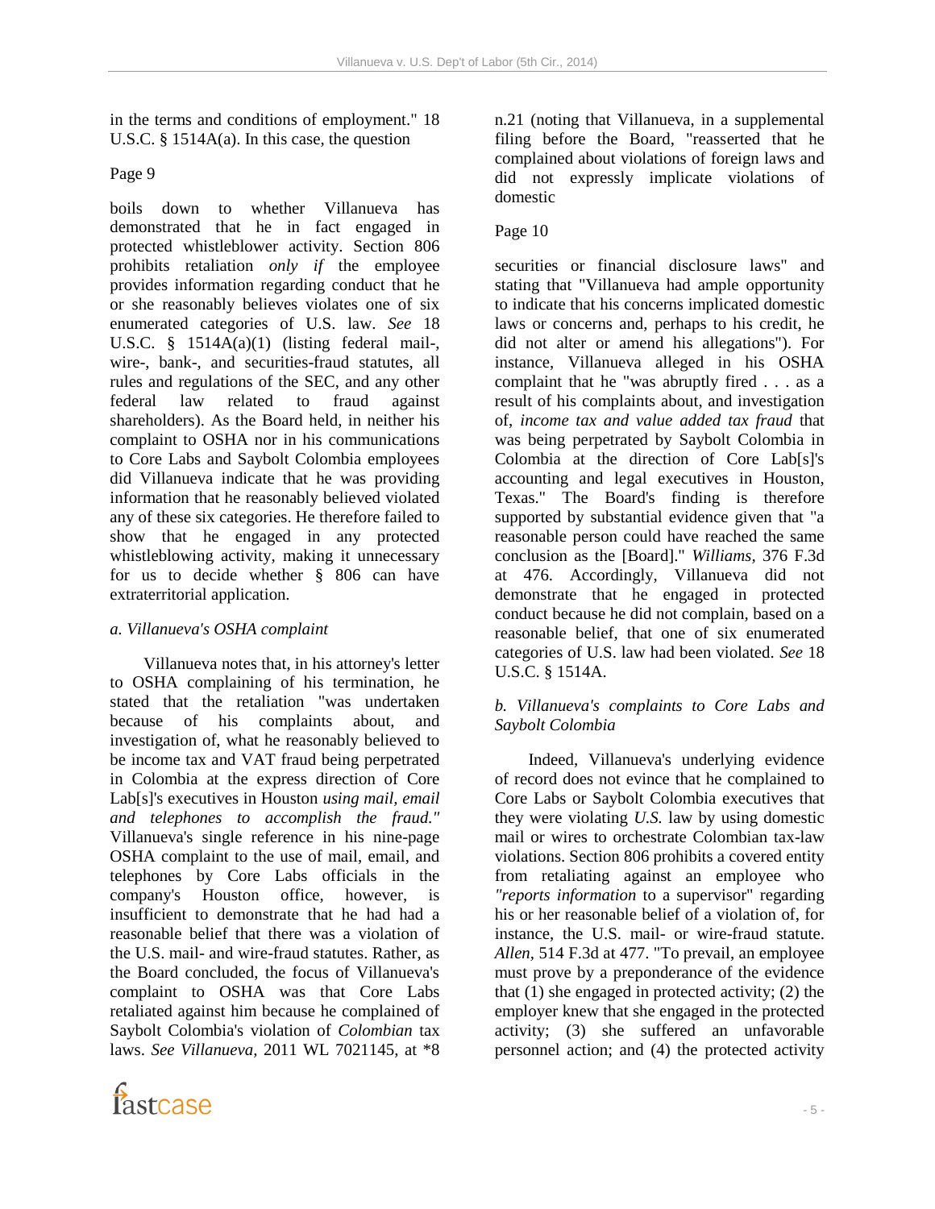in the terms and conditions of employment." 18 U.S.C. § 1514A(a). In this case, the question

Page 9

boils down to whether Villanueva has demonstrated that he in fact engaged in protected whistleblower activity. Section 806 prohibits retaliation *only if* the employee provides information regarding conduct that he or she reasonably believes violates one of six enumerated categories of U.S. law. *See* 18 U.S.C. § 1514A(a)(1) (listing federal mail-, wire-, bank-, and securities-fraud statutes, all rules and regulations of the SEC, and any other federal law related to fraud against shareholders). As the Board held, in neither his complaint to OSHA nor in his communications to Core Labs and Saybolt Colombia employees did Villanueva indicate that he was providing information that he reasonably believed violated any of these six categories. He therefore failed to show that he engaged in any protected whistleblowing activity, making it unnecessary for us to decide whether § 806 can have extraterritorial application.

*a. Villanueva's OSHA complaint*

Villanueva notes that, in his attorney's letter to OSHA complaining of his termination, he stated that the retaliation "was undertaken because of his complaints about, and investigation of, what he reasonably believed to be income tax and VAT fraud being perpetrated in Colombia at the express direction of Core Lab[s]'s executives in Houston *using mail, email and telephones to accomplish the fraud."* Villanueva's single reference in his nine-page OSHA complaint to the use of mail, email, and telephones by Core Labs officials in the company's Houston office, however, is insufficient to demonstrate that he had had a reasonable belief that there was a violation of the U.S. mail- and wire-fraud statutes. Rather, as the Board concluded, the focus of Villanueva's complaint to OSHA was that Core Labs retaliated against him because he complained of Saybolt Colombia's violation of *Colombian* tax laws. *See Villanueva*, 2011 WL 7021145, at *8 n.21 (noting that Villanueva, in a supplemental filing before the Board, "reasserted that he complained about violations of foreign laws and did not expressly implicate violations of domestic

Page 10

securities or financial disclosure laws" and stating that "Villanueva had ample opportunity to indicate that his concerns implicated domestic laws or concerns and, perhaps to his credit, he did not alter or amend his allegations"). For instance, Villanueva alleged in his OSHA complaint that he "was abruptly fired . . . as a result of his complaints about, and investigation of, *income tax and value added tax fraud* that was being perpetrated by Saybolt Colombia in Colombia at the direction of Core Lab[s]'s accounting and legal executives in Houston, Texas." The Board's finding is therefore supported by substantial evidence given that "a reasonable person could have reached the same conclusion as the [Board]." *Williams*, 376 F.3d at 476. Accordingly, Villanueva did not demonstrate that he engaged in protected conduct because he did not complain, based on a reasonable belief, that one of six enumerated categories of U.S. law had been violated. *See* 18 U.S.C. § 1514A.

*b. Villanueva's complaints to Core Labs and Saybolt Colombia*

Indeed, Villanueva's underlying evidence of record does not evince that he complained to Core Labs or Saybolt Colombia executives that they were violating *U.S.* law by using domestic mail or wires to orchestrate Colombian tax-law violations. Section 806 prohibits a covered entity from retaliating against an employee who *"reports information* to a supervisor" regarding his or her reasonable belief of a violation of, for instance, the U.S. mail- or wire-fraud statute. *Allen*, 514 F.3d at 477. "To prevail, an employee must prove by a preponderance of the evidence that (1) she engaged in protected activity; (2) the employer knew that she engaged in the protected activity; (3) she suffered an unfavorable personnel action; and (4) the protected activity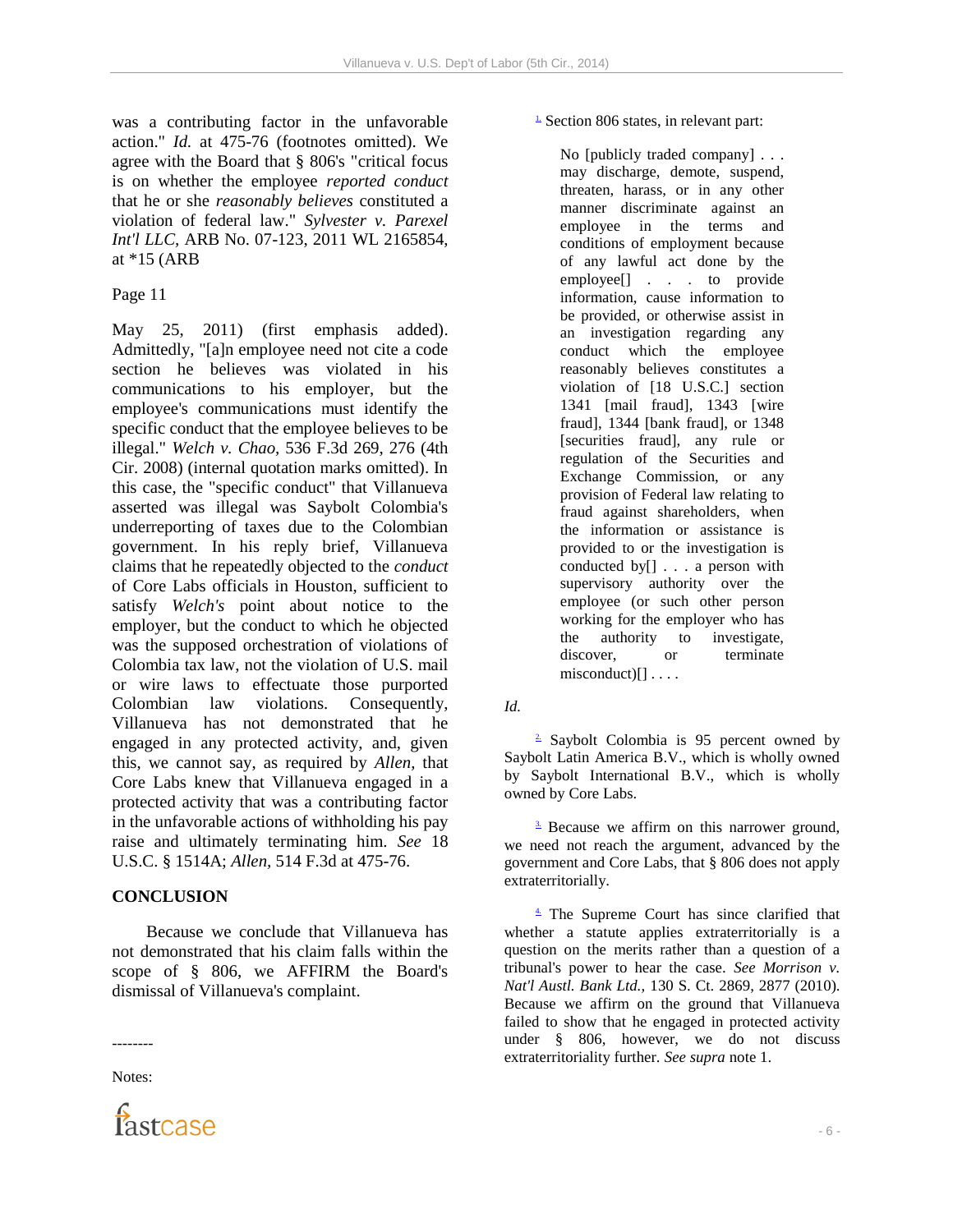was a contributing factor in the unfavorable action." *Id.* at 475-76 (footnotes omitted). We agree with the Board that § 806's "critical focus is on whether the employee *reported conduct* that he or she *reasonably believes* constituted a violation of federal law." *Sylvester v. Parexel Int'l LLC*, ARB No. 07-123, 2011 WL 2165854, at *15 (ARB

Page 11

May 25, 2011) (first emphasis added). Admittedly, "[a]n employee need not cite a code section he believes was violated in his communications to his employer, but the employee's communications must identify the specific conduct that the employee believes to be illegal." *Welch v. Chao*, 536 F.3d 269, 276 (4th Cir. 2008) (internal quotation marks omitted). In this case, the "specific conduct" that Villanueva asserted was illegal was Saybolt Colombia's underreporting of taxes due to the Colombian government. In his reply brief, Villanueva claims that he repeatedly objected to the *conduct* of Core Labs officials in Houston, sufficient to satisfy *Welch's* point about notice to the employer, but the conduct to which he objected was the supposed orchestration of violations of Colombia tax law, not the violation of U.S. mail or wire laws to effectuate those purported Colombian law violations. Consequently, Villanueva has not demonstrated that he engaged in any protected activity, and, given this, we cannot say, as required by *Allen*, that Core Labs knew that Villanueva engaged in a protected activity that was a contributing factor in the unfavorable actions of withholding his pay raise and ultimately terminating him. *See* 18 U.S.C. § 1514A; *Allen*, 514 F.3d at 475-76.

## CONCLUSION

Because we conclude that Villanueva has not demonstrated that his claim falls within the scope of § 806, we AFFIRM the Board's dismissal of Villanueva's complaint.

--------

Notes:

[1] Section 806 states, in relevant part:

> No [publicly traded company] . . . may discharge, demote, suspend, threaten, harass, or in any other manner discriminate against an employee in the terms and conditions of employment because of any lawful act done by the employee[] . . . to provide information, cause information to be provided, or otherwise assist in an investigation regarding any conduct which the employee reasonably believes constitutes a violation of [18 U.S.C.] section 1341 [mail fraud], 1343 [wire fraud], 1344 [bank fraud], or 1348 [securities fraud], any rule or regulation of the Securities and Exchange Commission, or any provision of Federal law relating to fraud against shareholders, when the information or assistance is provided to or the investigation is conducted by[] . . . a person with supervisory authority over the employee (or such other person working for the employer who has the authority to investigate, discover, or terminate misconduct)[] . . . .

*Id.*

[2] Saybolt Colombia is 95 percent owned by Saybolt Latin America B.V., which is wholly owned by Saybolt International B.V., which is wholly owned by Core Labs.

[3] Because we affirm on this narrower ground, we need not reach the argument, advanced by the government and Core Labs, that § 806 does not apply extraterritorially.

[4] The Supreme Court has since clarified that whether a statute applies extraterritorially is a question on the merits rather than a question of a tribunal's power to hear the case. *See Morrison v. Nat'l Austl. Bank Ltd.*, 130 S. Ct. 2869, 2877 (2010). Because we affirm on the ground that Villanueva failed to show that he engaged in protected activity under § 806, however, we do not discuss extraterritoriality further. *See supra* note 1.